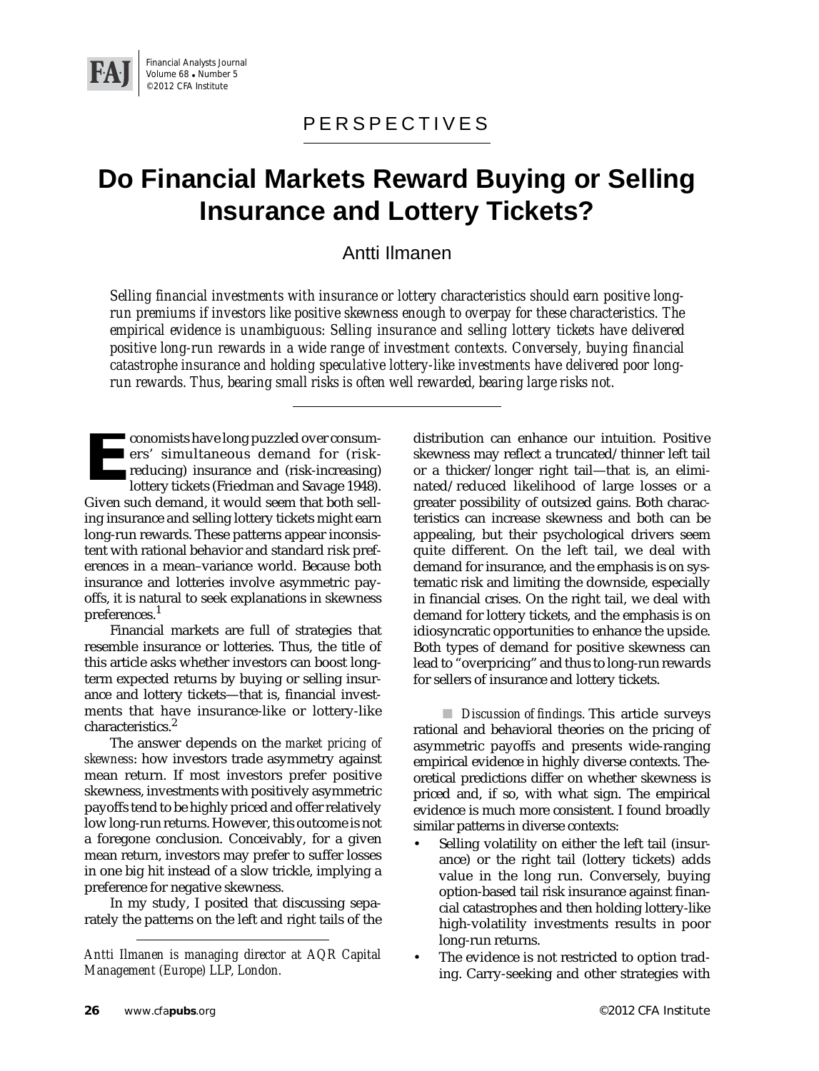PERSPECTIVES

# Do Financial Markets Reward Buying or Selling Insurance and Lottery Tickets?

Antti Ilmanen

*Selling financial investments with insurance or lottery characteristics should earn positive long-run premiums if investors like positive skewness enough to overpay for these characteristics. The empirical evidence is unambiguous: Selling insurance and selling lottery tickets have delivered positive long-run rewards in a wide range of investment contexts. Conversely, buying financial catastrophe insurance and holding speculative lottery-like investments have delivered poor long-run rewards. Thus, bearing small risks is often well rewarded, bearing large risks not.*

---

Economists have long puzzled over consumers' simultaneous demand for (risk-reducing) insurance and (risk-increasing) lottery tickets (Friedman and Savage 1948). Given such demand, it would seem that both selling insurance and selling lottery tickets might earn long-run rewards. These patterns appear inconsistent with rational behavior and standard risk preferences in a mean–variance world. Because both insurance and lotteries involve asymmetric payoffs, it is natural to seek explanations in skewness preferences.[1]

Financial markets are full of strategies that resemble insurance or lotteries. Thus, the title of this article asks whether investors can boost long-term expected returns by buying or selling insurance and lottery tickets—that is, financial investments that have insurance-like or lottery-like characteristics.[2]

The answer depends on the *market pricing of skewness*: how investors trade asymmetry against mean return. If most investors prefer positive skewness, investments with positively asymmetric payoffs tend to be highly priced and offer relatively low long-run returns. However, this outcome is not a foregone conclusion. Conceivably, for a given mean return, investors may prefer to suffer losses in one big hit instead of a slow trickle, implying a preference for negative skewness.

In my study, I posited that discussing separately the patterns on the left and right tails of the distribution can enhance our intuition. Positive skewness may reflect a truncated/thinner left tail or a thicker/longer right tail—that is, an eliminated/reduced likelihood of large losses or a greater possibility of outsized gains. Both characteristics can increase skewness and both can be appealing, but their psychological drivers seem quite different. On the left tail, we deal with demand for insurance, and the emphasis is on systematic risk and limiting the downside, especially in financial crises. On the right tail, we deal with demand for lottery tickets, and the emphasis is on idiosyncratic opportunities to enhance the upside. Both types of demand for positive skewness can lead to "overpricing" and thus to long-run rewards for sellers of insurance and lottery tickets.

*Discussion of findings.* This article surveys rational and behavioral theories on the pricing of asymmetric payoffs and presents wide-ranging empirical evidence in highly diverse contexts. Theoretical predictions differ on whether skewness is priced and, if so, with what sign. The empirical evidence is much more consistent. I found broadly similar patterns in diverse contexts:

- Selling volatility on either the left tail (insurance) or the right tail (lottery tickets) adds value in the long run. Conversely, buying option-based tail risk insurance against financial catastrophes and then holding lottery-like high-volatility investments results in poor long-run returns.
- The evidence is not restricted to option trading. Carry-seeking and other strategies with

*Antti Ilmanen is managing director at AQR Capital Management (Europe) LLP, London.*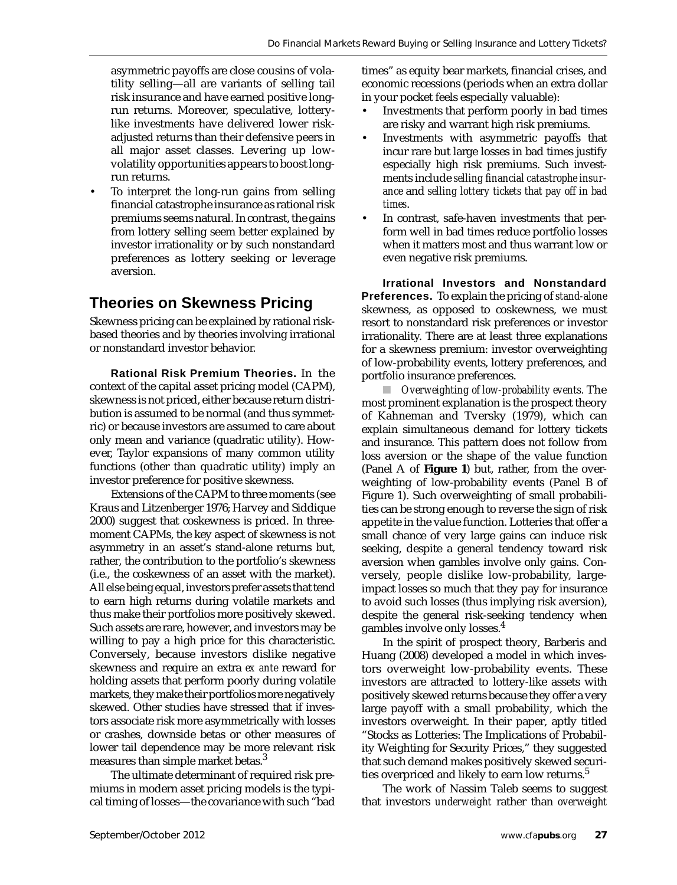asymmetric payoffs are close cousins of volatility selling—all are variants of selling tail risk insurance and have earned positive long-run returns. Moreover, speculative, lottery-like investments have delivered lower risk-adjusted returns than their defensive peers in all major asset classes. Levering up low-volatility opportunities appears to boost long-run returns.

- To interpret the long-run gains from selling financial catastrophe insurance as rational risk premiums seems natural. In contrast, the gains from lottery selling seem better explained by investor irrationality or by such nonstandard preferences as lottery seeking or leverage aversion.

## Theories on Skewness Pricing

Skewness pricing can be explained by rational risk-based theories and by theories involving irrational or nonstandard investor behavior.

**Rational Risk Premium Theories.** In the context of the capital asset pricing model (CAPM), skewness is not priced, either because return distribution is assumed to be normal (and thus symmetric) or because investors are assumed to care about only mean and variance (quadratic utility). However, Taylor expansions of many common utility functions (other than quadratic utility) imply an investor preference for positive skewness.

Extensions of the CAPM to three moments (see Kraus and Litzenberger 1976; Harvey and Siddique 2000) suggest that coskewness is priced. In three-moment CAPMs, the key aspect of skewness is not asymmetry in an asset's stand-alone returns but, rather, the contribution to the portfolio's skewness (i.e., the coskewness of an asset with the market). All else being equal, investors prefer assets that tend to earn high returns during volatile markets and thus make their portfolios more positively skewed. Such assets are rare, however, and investors may be willing to pay a high price for this characteristic. Conversely, because investors dislike negative skewness and require an extra *ex ante* reward for holding assets that perform poorly during volatile markets, they make their portfolios more negatively skewed. Other studies have stressed that if investors associate risk more asymmetrically with losses or crashes, downside betas or other measures of lower tail dependence may be more relevant risk measures than simple market betas.[3]

The ultimate determinant of required risk premiums in modern asset pricing models is the typical timing of losses—the covariance with such "bad times" as equity bear markets, financial crises, and economic recessions (periods when an extra dollar in your pocket feels especially valuable):

- Investments that perform poorly in bad times are risky and warrant high risk premiums.
- Investments with asymmetric payoffs that incur rare but large losses in bad times justify especially high risk premiums. Such investments include *selling financial catastrophe insurance* and *selling lottery tickets that pay off in bad times*.
- In contrast, safe-haven investments that perform well in bad times reduce portfolio losses when it matters most and thus warrant low or even negative risk premiums.

**Irrational Investors and Nonstandard Preferences.** To explain the pricing of *stand-alone* skewness, as opposed to coskewness, we must resort to nonstandard risk preferences or investor irrationality. There are at least three explanations for a skewness premium: investor overweighting of low-probability events, lottery preferences, and portfolio insurance preferences.

■ *Overweighting of low-probability events.* The most prominent explanation is the prospect theory of Kahneman and Tversky (1979), which can explain simultaneous demand for lottery tickets and insurance. This pattern does not follow from loss aversion or the shape of the value function (Panel A of **Figure 1**) but, rather, from the overweighting of low-probability events (Panel B of Figure 1). Such overweighting of small probabilities can be strong enough to reverse the sign of risk appetite in the value function. Lotteries that offer a small chance of very large gains can induce risk seeking, despite a general tendency toward risk aversion when gambles involve only gains. Conversely, people dislike low-probability, large-impact losses so much that they pay for insurance to avoid such losses (thus implying risk aversion), despite the general risk-seeking tendency when gambles involve only losses.[4]

In the spirit of prospect theory, Barberis and Huang (2008) developed a model in which investors overweight low-probability events. These investors are attracted to lottery-like assets with positively skewed returns because they offer a very large payoff with a small probability, which the investors overweight. In their paper, aptly titled "Stocks as Lotteries: The Implications of Probability Weighting for Security Prices," they suggested that such demand makes positively skewed securities overpriced and likely to earn low returns.[5]

The work of Nassim Taleb seems to suggest that investors *underweight* rather than *overweight*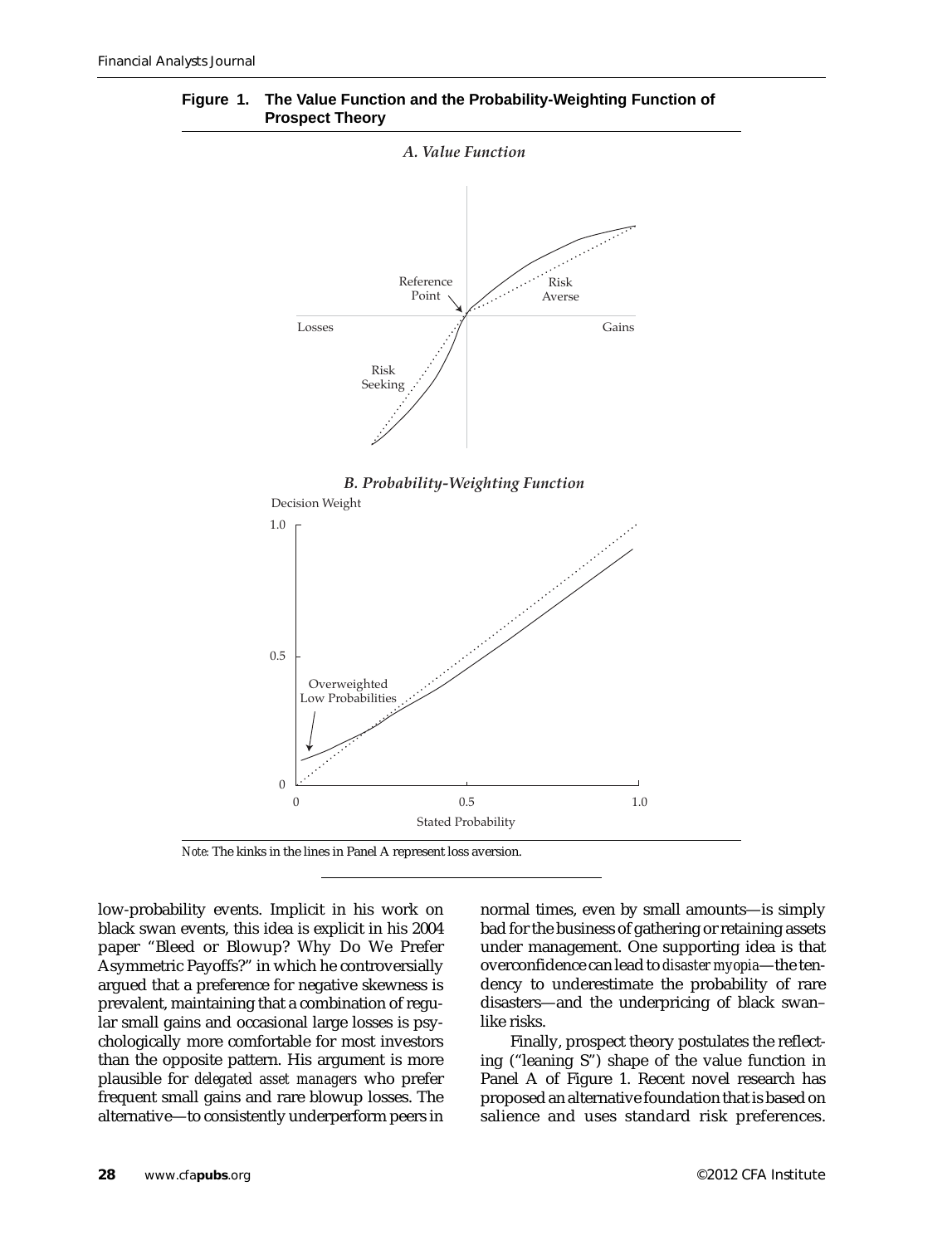**Figure 1. The Value Function and the Probability-Weighting Function of Prospect Theory**

*A. Value Function*

*B. Probability-Weighting Function*

*Note:* The kinks in the lines in Panel A represent loss aversion.

low-probability events. Implicit in his work on black swan events, this idea is explicit in his 2004 paper "Bleed or Blowup? Why Do We Prefer Asymmetric Payoffs?" in which he controversially argued that a preference for negative skewness is prevalent, maintaining that a combination of regular small gains and occasional large losses is psychologically more comfortable for most investors than the opposite pattern. His argument is more plausible for *delegated asset managers* who prefer frequent small gains and rare blowup losses. The alternative—to consistently underperform peers in normal times, even by small amounts—is simply bad for the business of gathering or retaining assets under management. One supporting idea is that overconfidence can lead to *disaster myopia*—the tendency to underestimate the probability of rare disasters—and the underpricing of black swan–like risks.

Finally, prospect theory postulates the reflecting ("leaning S") shape of the value function in Panel A of Figure 1. Recent novel research has proposed an alternative foundation that is based on salience and uses standard risk preferences.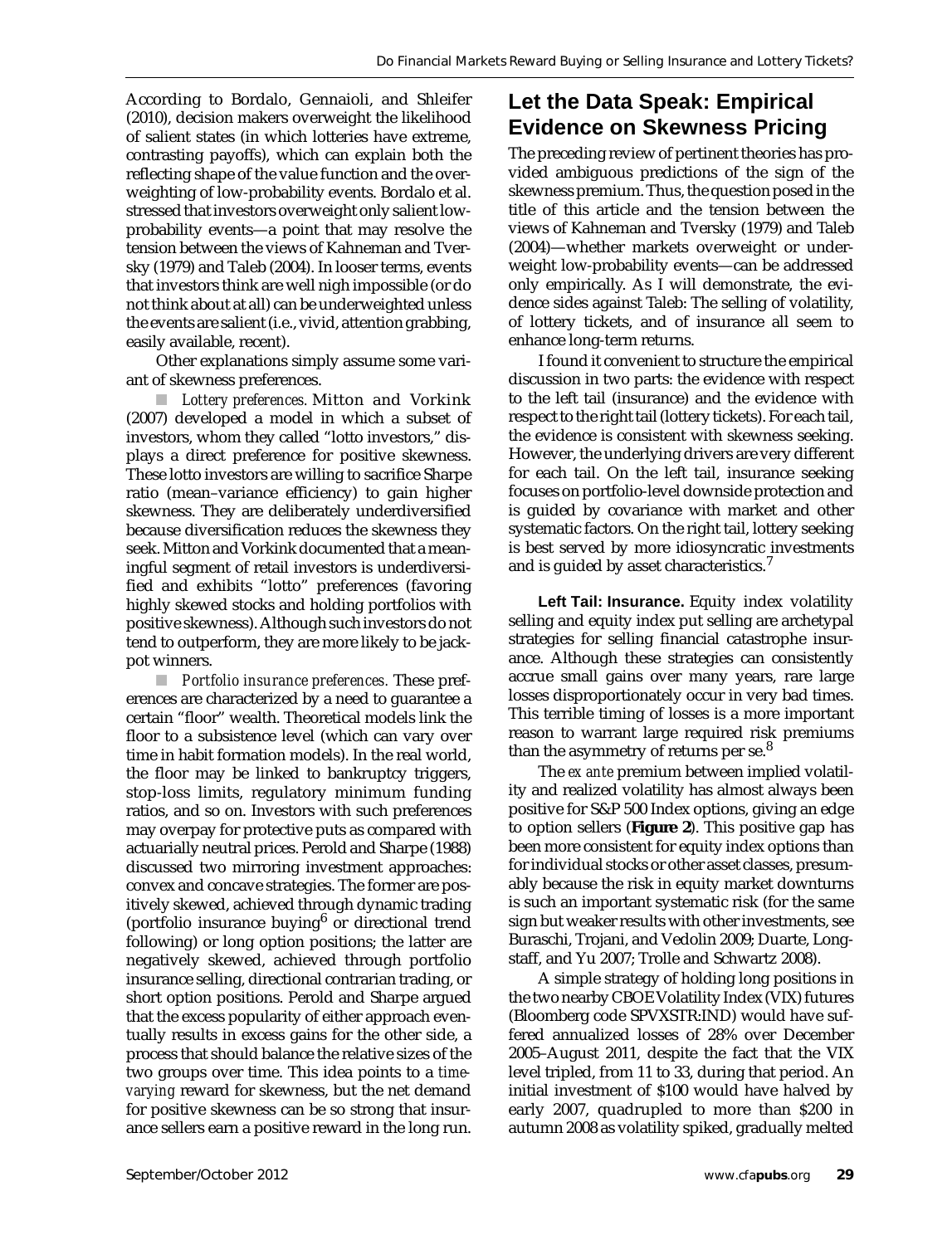According to Bordalo, Gennaioli, and Shleifer (2010), decision makers overweight the likelihood of salient states (in which lotteries have extreme, contrasting payoffs), which can explain both the reflecting shape of the value function and the overweighting of low-probability events. Bordalo et al. stressed that investors overweight only salient low-probability events—a point that may resolve the tension between the views of Kahneman and Tversky (1979) and Taleb (2004). In looser terms, events that investors think are well nigh impossible (or do not think about at all) can be underweighted unless the events are salient (i.e., vivid, attention grabbing, easily available, recent).

Other explanations simply assume some variant of skewness preferences.

- *Lottery preferences.* Mitton and Vorkink (2007) developed a model in which a subset of investors, whom they called "lotto investors," displays a direct preference for positive skewness. These lotto investors are willing to sacrifice Sharpe ratio (mean–variance efficiency) to gain higher skewness. They are deliberately underdiversified because diversification reduces the skewness they seek. Mitton and Vorkink documented that a meaningful segment of retail investors is underdiversified and exhibits "lotto" preferences (favoring highly skewed stocks and holding portfolios with positive skewness). Although such investors do not tend to outperform, they are more likely to be jackpot winners.
- *Portfolio insurance preferences.* These preferences are characterized by a need to guarantee a certain "floor" wealth. Theoretical models link the floor to a subsistence level (which can vary over time in habit formation models). In the real world, the floor may be linked to bankruptcy triggers, stop-loss limits, regulatory minimum funding ratios, and so on. Investors with such preferences may overpay for protective puts as compared with actuarially neutral prices. Perold and Sharpe (1988) discussed two mirroring investment approaches: convex and concave strategies. The former are positively skewed, achieved through dynamic trading (portfolio insurance buying[6] or directional trend following) or long option positions; the latter are negatively skewed, achieved through portfolio insurance selling, directional contrarian trading, or short option positions. Perold and Sharpe argued that the excess popularity of either approach eventually results in excess gains for the other side, a process that should balance the relative sizes of the two groups over time. This idea points to a *time-varying* reward for skewness, but the net demand for positive skewness can be so strong that insurance sellers earn a positive reward in the long run.

## Let the Data Speak: Empirical Evidence on Skewness Pricing

The preceding review of pertinent theories has provided ambiguous predictions of the sign of the skewness premium. Thus, the question posed in the title of this article and the tension between the views of Kahneman and Tversky (1979) and Taleb (2004)—whether markets overweight or underweight low-probability events—can be addressed only empirically. As I will demonstrate, the evidence sides against Taleb: The selling of volatility, of lottery tickets, and of insurance all seem to enhance long-term returns.

I found it convenient to structure the empirical discussion in two parts: the evidence with respect to the left tail (insurance) and the evidence with respect to the right tail (lottery tickets). For each tail, the evidence is consistent with skewness seeking. However, the underlying drivers are very different for each tail. On the left tail, insurance seeking focuses on portfolio-level downside protection and is guided by covariance with market and other systematic factors. On the right tail, lottery seeking is best served by more idiosyncratic investments and is guided by asset characteristics.[7]

**Left Tail: Insurance.** Equity index volatility selling and equity index put selling are archetypal strategies for selling financial catastrophe insurance. Although these strategies can consistently accrue small gains over many years, rare large losses disproportionately occur in very bad times. This terrible timing of losses is a more important reason to warrant large required risk premiums than the asymmetry of returns per se.[8]

The *ex ante* premium between implied volatility and realized volatility has almost always been positive for S&P 500 Index options, giving an edge to option sellers (**Figure 2**). This positive gap has been more consistent for equity index options than for individual stocks or other asset classes, presumably because the risk in equity market downturns is such an important systematic risk (for the same sign but weaker results with other investments, see Buraschi, Trojani, and Vedolin 2009; Duarte, Longstaff, and Yu 2007; Trolle and Schwartz 2008).

A simple strategy of holding long positions in the two nearby CBOE Volatility Index (VIX) futures (Bloomberg code SPVXSTR:IND) would have suffered annualized losses of 28% over December 2005–August 2011, despite the fact that the VIX level tripled, from 11 to 33, during that period. An initial investment of \$100 would have halved by early 2007, quadrupled to more than \$200 in autumn 2008 as volatility spiked, gradually melted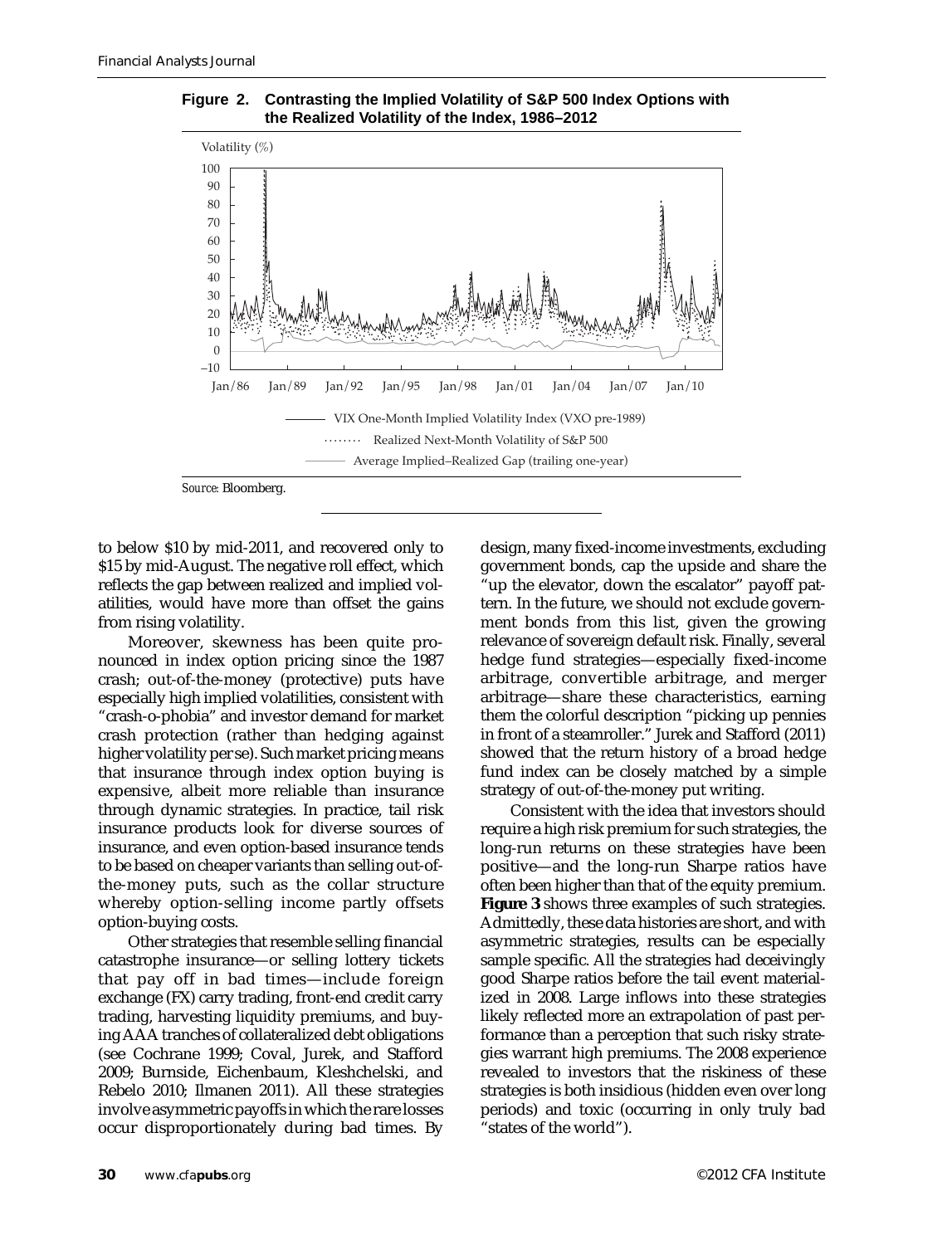**Figure 2. Contrasting the Implied Volatility of S&P 500 Index Options with the Realized Volatility of the Index, 1986–2012**

Volatility (%)

——— VIX One-Month Implied Volatility Index (VXO pre-1989)

········ Realized Next-Month Volatility of S&P 500

——— Average Implied–Realized Gap (trailing one-year)

*Source:* Bloomberg.

to below $10 by mid-2011, and recovered only to $15 by mid-August. The negative roll effect, which reflects the gap between realized and implied volatilities, would have more than offset the gains from rising volatility.

Moreover, skewness has been quite pronounced in index option pricing since the 1987 crash; out-of-the-money (protective) puts have especially high implied volatilities, consistent with "crash-o-phobia" and investor demand for market crash protection (rather than hedging against higher volatility per se). Such market pricing means that insurance through index option buying is expensive, albeit more reliable than insurance through dynamic strategies. In practice, tail risk insurance products look for diverse sources of insurance, and even option-based insurance tends to be based on cheaper variants than selling out-of-the-money puts, such as the collar structure whereby option-selling income partly offsets option-buying costs.

Other strategies that resemble selling financial catastrophe insurance—or selling lottery tickets that pay off in bad times—include foreign exchange (FX) carry trading, front-end credit carry trading, harvesting liquidity premiums, and buying AAA tranches of collateralized debt obligations (see Cochrane 1999; Coval, Jurek, and Stafford 2009; Burnside, Eichenbaum, Kleshchelski, and Rebelo 2010; Ilmanen 2011). All these strategies involve asymmetric payoffs in which the rare losses occur disproportionately during bad times. By design, many fixed-income investments, excluding government bonds, cap the upside and share the "up the elevator, down the escalator" payoff pattern. In the future, we should not exclude government bonds from this list, given the growing relevance of sovereign default risk. Finally, several hedge fund strategies—especially fixed-income arbitrage, convertible arbitrage, and merger arbitrage—share these characteristics, earning them the colorful description "picking up pennies in front of a steamroller." Jurek and Stafford (2011) showed that the return history of a broad hedge fund index can be closely matched by a simple strategy of out-of-the-money put writing.

Consistent with the idea that investors should require a high risk premium for such strategies, the long-run returns on these strategies have been positive—and the long-run Sharpe ratios have often been higher than that of the equity premium. **Figure 3** shows three examples of such strategies. Admittedly, these data histories are short, and with asymmetric strategies, results can be especially sample specific. All the strategies had deceivingly good Sharpe ratios before the tail event materialized in 2008. Large inflows into these strategies likely reflected more an extrapolation of past performance than a perception that such risky strategies warrant high premiums. The 2008 experience revealed to investors that the riskiness of these strategies is both insidious (hidden even over long periods) and toxic (occurring in only truly bad "states of the world").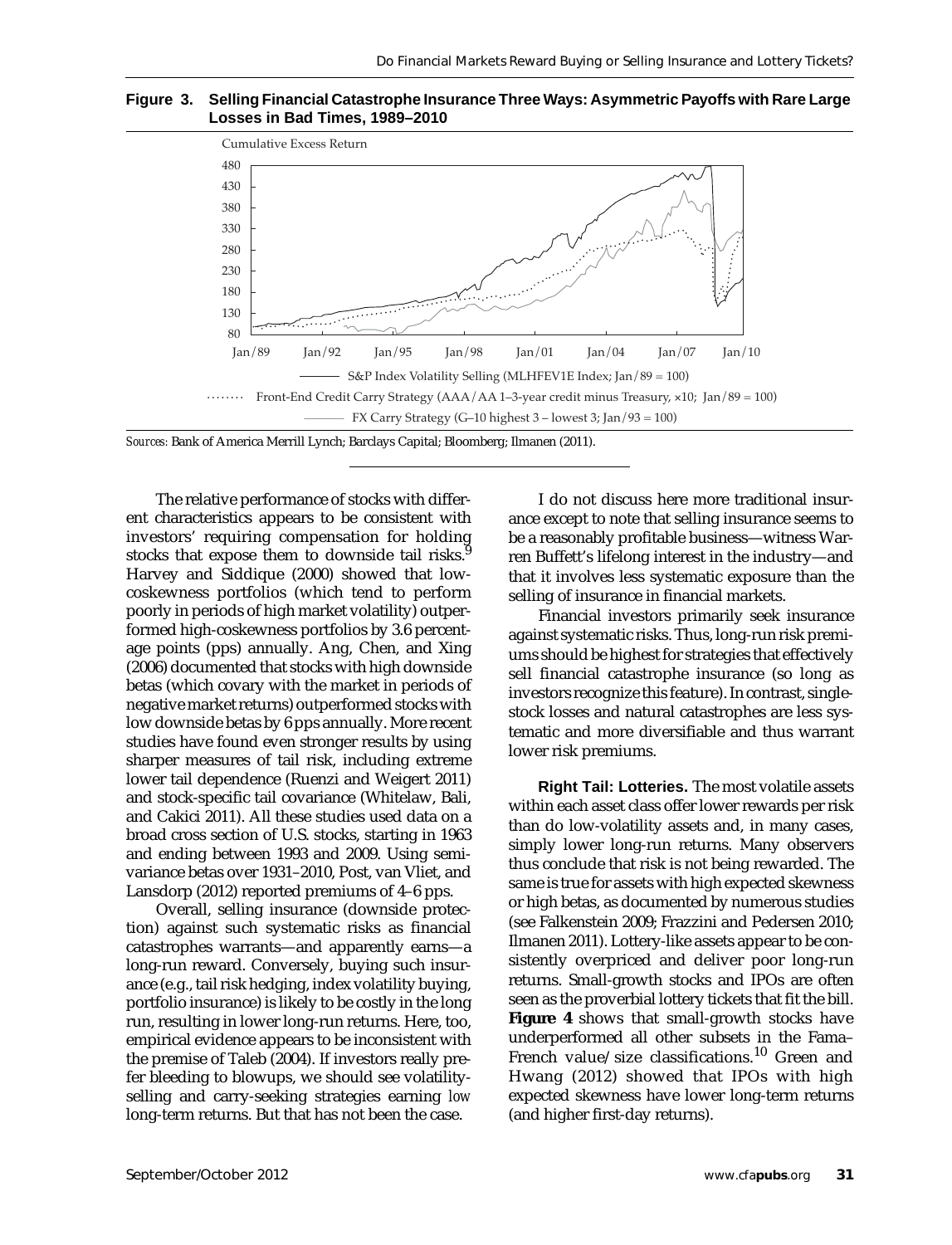**Figure 3. Selling Financial Catastrophe Insurance Three Ways: Asymmetric Payoffs with Rare Large Losses in Bad Times, 1989–2010**

Cumulative Excess Return

S&P Index Volatility Selling (MLHFEV1E Index; Jan/89 = 100)

Front-End Credit Carry Strategy (AAA/AA 1–3-year credit minus Treasury, ×10; Jan/89 = 100)

FX Carry Strategy (G–10 highest 3 – lowest 3; Jan/93 = 100)

*Sources:* Bank of America Merrill Lynch; Barclays Capital; Bloomberg; Ilmanen (2011).

The relative performance of stocks with different characteristics appears to be consistent with investors' requiring compensation for holding stocks that expose them to downside tail risks.[9] Harvey and Siddique (2000) showed that low-coskewness portfolios (which tend to perform poorly in periods of high market volatility) outperformed high-coskewness portfolios by 3.6 percentage points (pps) annually. Ang, Chen, and Xing (2006) documented that stocks with high downside betas (which covary with the market in periods of negative market returns) outperformed stocks with low downside betas by 6 pps annually. More recent studies have found even stronger results by using sharper measures of tail risk, including extreme lower tail dependence (Ruenzi and Weigert 2011) and stock-specific tail covariance (Whitelaw, Bali, and Cakici 2011). All these studies used data on a broad cross section of U.S. stocks, starting in 1963 and ending between 1993 and 2009. Using semivariance betas over 1931–2010, Post, van Vliet, and Lansdorp (2012) reported premiums of 4–6 pps.

Overall, selling insurance (downside protection) against such systematic risks as financial catastrophes warrants—and apparently earns—a long-run reward. Conversely, buying such insurance (e.g., tail risk hedging, index volatility buying, portfolio insurance) is likely to be costly in the long run, resulting in lower long-run returns. Here, too, empirical evidence appears to be inconsistent with the premise of Taleb (2004). If investors really prefer bleeding to blowups, we should see volatility-selling and carry-seeking strategies earning *low* long-term returns. But that has not been the case.

I do not discuss here more traditional insurance except to note that selling insurance seems to be a reasonably profitable business—witness Warren Buffett's lifelong interest in the industry—and that it involves less systematic exposure than the selling of insurance in financial markets.

Financial investors primarily seek insurance against systematic risks. Thus, long-run risk premiums should be highest for strategies that effectively sell financial catastrophe insurance (so long as investors recognize this feature). In contrast, single-stock losses and natural catastrophes are less systematic and more diversifiable and thus warrant lower risk premiums.

**Right Tail: Lotteries.** The most volatile assets within each asset class offer lower rewards per risk than do low-volatility assets and, in many cases, simply lower long-run returns. Many observers thus conclude that risk is not being rewarded. The same is true for assets with high expected skewness or high betas, as documented by numerous studies (see Falkenstein 2009; Frazzini and Pedersen 2010; Ilmanen 2011). Lottery-like assets appear to be consistently overpriced and deliver poor long-run returns. Small-growth stocks and IPOs are often seen as the proverbial lottery tickets that fit the bill. **Figure 4** shows that small-growth stocks have underperformed all other subsets in the Fama–French value/size classifications.[10] Green and Hwang (2012) showed that IPOs with high expected skewness have lower long-term returns (and higher first-day returns).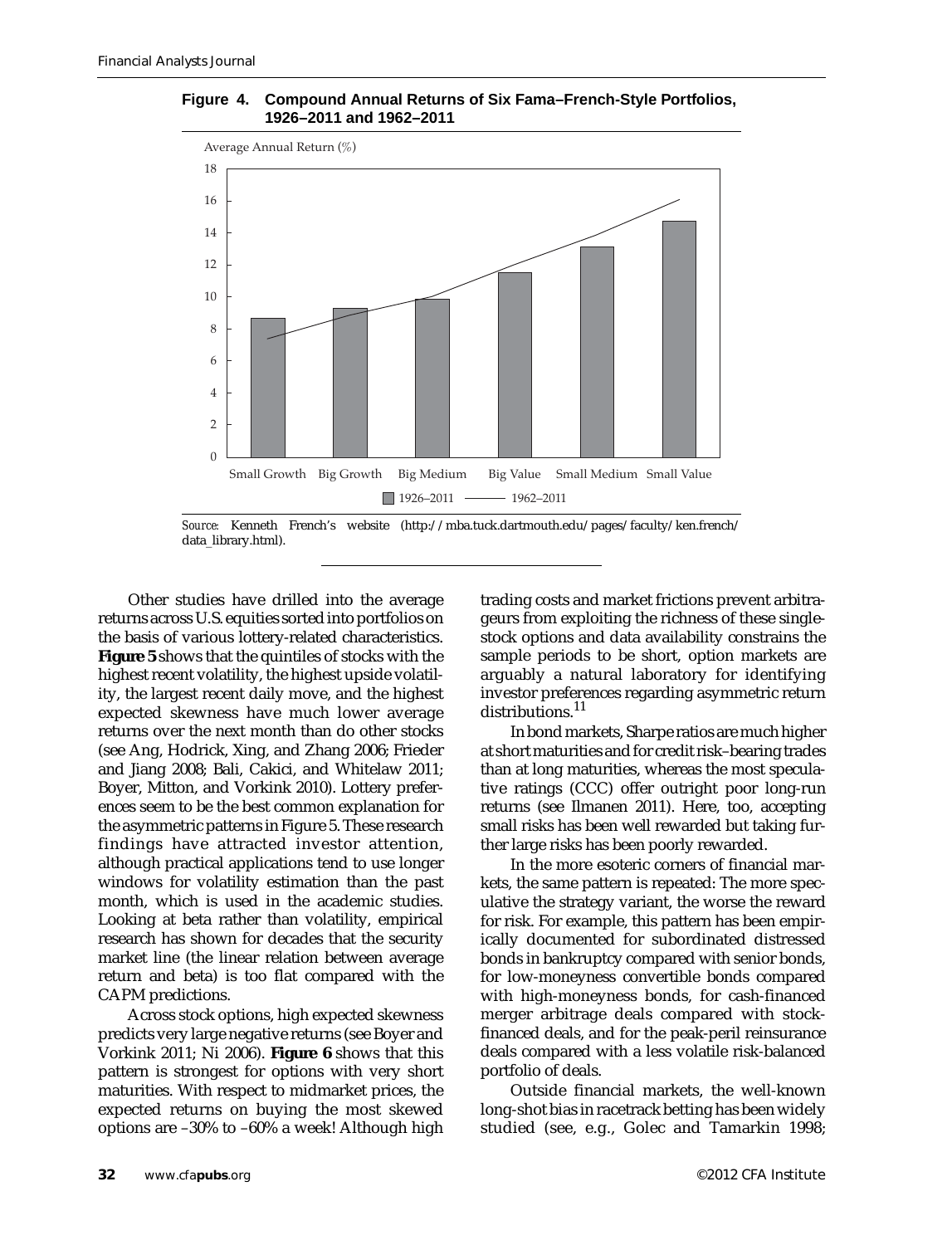**Figure 4. Compound Annual Returns of Six Fama–French-Style Portfolios, 1926–2011 and 1962–2011**

*Source:* Kenneth French's website (http://mba.tuck.dartmouth.edu/pages/faculty/ken.french/data_library.html).

Other studies have drilled into the average returns across U.S. equities sorted into portfolios on the basis of various lottery-related characteristics. **Figure 5** shows that the quintiles of stocks with the highest recent volatility, the highest upside volatility, the largest recent daily move, and the highest expected skewness have much lower average returns over the next month than do other stocks (see Ang, Hodrick, Xing, and Zhang 2006; Frieder and Jiang 2008; Bali, Cakici, and Whitelaw 2011; Boyer, Mitton, and Vorkink 2010). Lottery preferences seem to be the best common explanation for the asymmetric patterns in Figure 5. These research findings have attracted investor attention, although practical applications tend to use longer windows for volatility estimation than the past month, which is used in the academic studies. Looking at beta rather than volatility, empirical research has shown for decades that the security market line (the linear relation between average return and beta) is too flat compared with the CAPM predictions.

Across stock options, high expected skewness predicts very large negative returns (see Boyer and Vorkink 2011; Ni 2006). **Figure 6** shows that this pattern is strongest for options with very short maturities. With respect to midmarket prices, the expected returns on buying the most skewed options are –30% to –60% a week! Although high trading costs and market frictions prevent arbitrageurs from exploiting the richness of these single-stock options and data availability constrains the sample periods to be short, option markets are arguably a natural laboratory for identifying investor preferences regarding asymmetric return distributions.[11]

In bond markets, Sharpe ratios are much higher at short maturities and for credit risk–bearing trades than at long maturities, whereas the most speculative ratings (CCC) offer outright poor long-run returns (see Ilmanen 2011). Here, too, accepting small risks has been well rewarded but taking further large risks has been poorly rewarded.

In the more esoteric corners of financial markets, the same pattern is repeated: The more speculative the strategy variant, the worse the reward for risk. For example, this pattern has been empirically documented for subordinated distressed bonds in bankruptcy compared with senior bonds, for low-moneyness convertible bonds compared with high-moneyness bonds, for cash-financed merger arbitrage deals compared with stock-financed deals, and for the peak-peril reinsurance deals compared with a less volatile risk-balanced portfolio of deals.

Outside financial markets, the well-known long-shot bias in racetrack betting has been widely studied (see, e.g., Golec and Tamarkin 1998;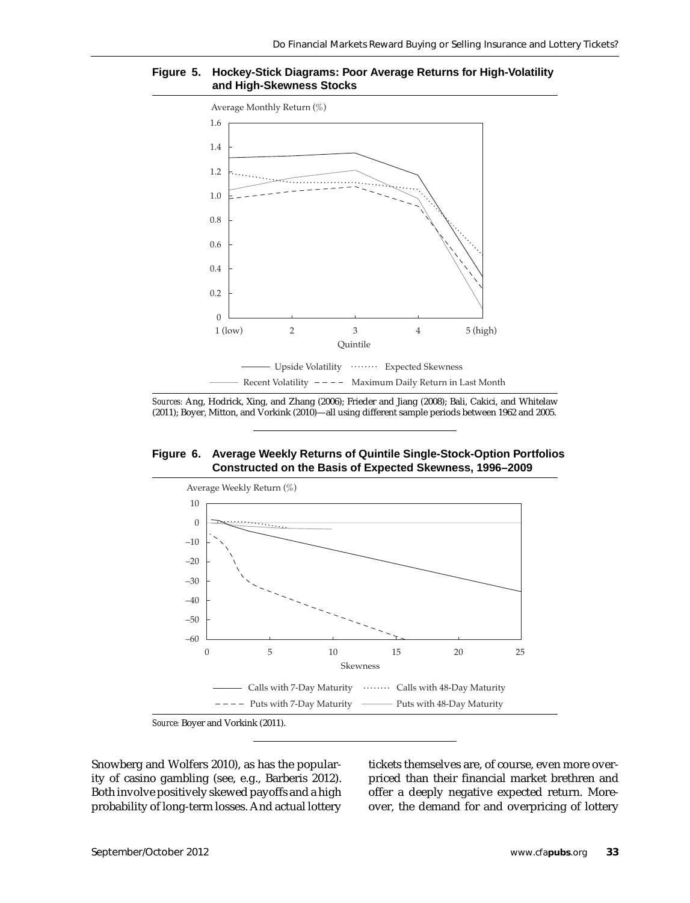**Figure 5. Hockey-Stick Diagrams: Poor Average Returns for High-Volatility and High-Skewness Stocks**

*Sources:* Ang, Hodrick, Xing, and Zhang (2006); Frieder and Jiang (2008); Bali, Cakici, and Whitelaw (2011); Boyer, Mitton, and Vorkink (2010)—all using different sample periods between 1962 and 2005.

**Figure 6. Average Weekly Returns of Quintile Single-Stock-Option Portfolios Constructed on the Basis of Expected Skewness, 1996–2009**

*Source:* Boyer and Vorkink (2011).

Snowberg and Wolfers 2010), as has the popularity of casino gambling (see, e.g., Barberis 2012). Both involve positively skewed payoffs and a high probability of long-term losses. And actual lottery tickets themselves are, of course, even more overpriced than their financial market brethren and offer a deeply negative expected return. Moreover, the demand for and overpricing of lottery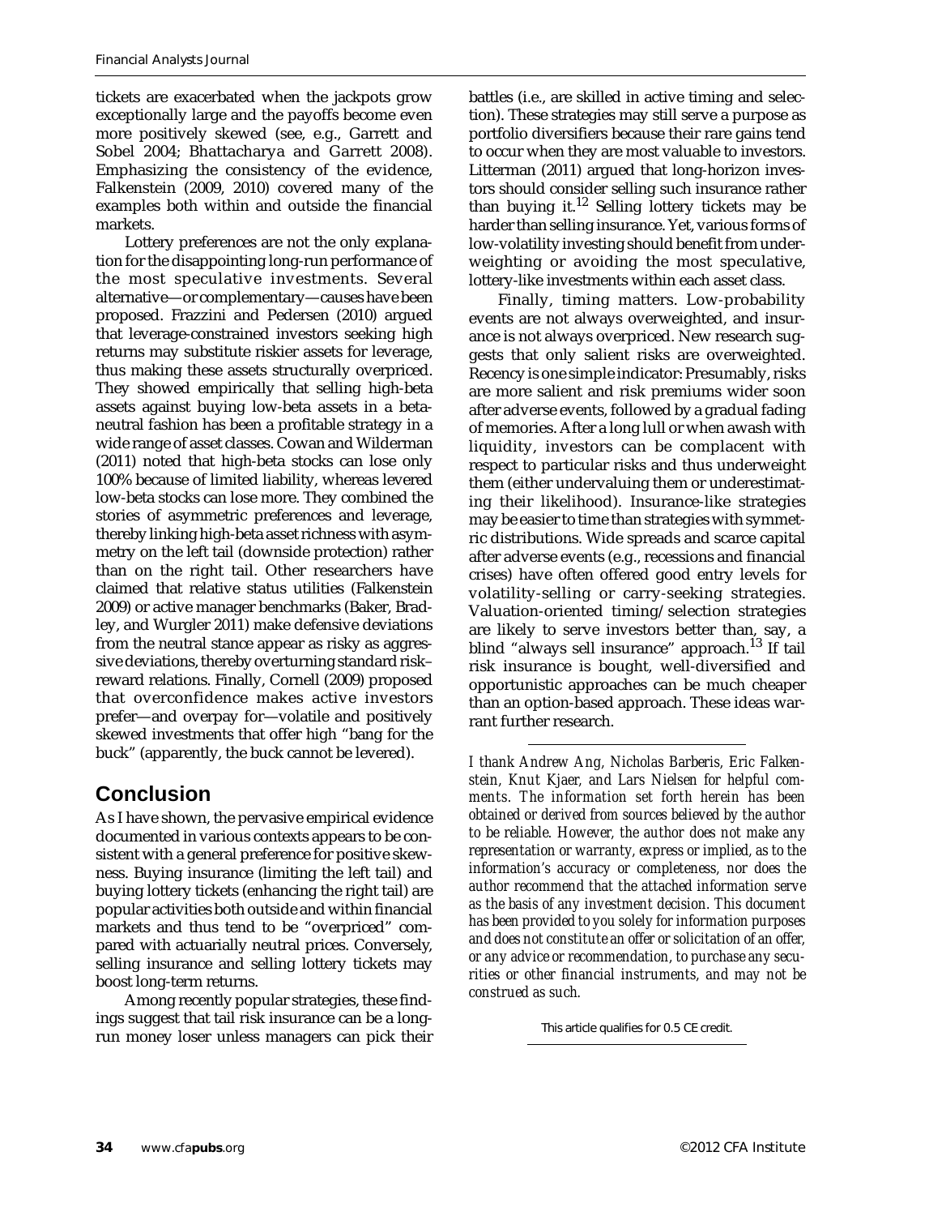tickets are exacerbated when the jackpots grow exceptionally large and the payoffs become even more positively skewed (see, e.g., Garrett and Sobel 2004; Bhattacharya and Garrett 2008). Emphasizing the consistency of the evidence, Falkenstein (2009, 2010) covered many of the examples both within and outside the financial markets.

Lottery preferences are not the only explanation for the disappointing long-run performance of the most speculative investments. Several alternative—or complementary—causes have been proposed. Frazzini and Pedersen (2010) argued that leverage-constrained investors seeking high returns may substitute riskier assets for leverage, thus making these assets structurally overpriced. They showed empirically that selling high-beta assets against buying low-beta assets in a beta-neutral fashion has been a profitable strategy in a wide range of asset classes. Cowan and Wilderman (2011) noted that high-beta stocks can lose only 100% because of limited liability, whereas levered low-beta stocks can lose more. They combined the stories of asymmetric preferences and leverage, thereby linking high-beta asset richness with asymmetry on the left tail (downside protection) rather than on the right tail. Other researchers have claimed that relative status utilities (Falkenstein 2009) or active manager benchmarks (Baker, Bradley, and Wurgler 2011) make defensive deviations from the neutral stance appear as risky as aggressive deviations, thereby overturning standard risk–reward relations. Finally, Cornell (2009) proposed that overconfidence makes active investors prefer—and overpay for—volatile and positively skewed investments that offer high "bang for the buck" (apparently, the buck cannot be levered).

## Conclusion

As I have shown, the pervasive empirical evidence documented in various contexts appears to be consistent with a general preference for positive skewness. Buying insurance (limiting the left tail) and buying lottery tickets (enhancing the right tail) are popular activities both outside and within financial markets and thus tend to be "overpriced" compared with actuarially neutral prices. Conversely, selling insurance and selling lottery tickets may boost long-term returns.

Among recently popular strategies, these findings suggest that tail risk insurance can be a long-run money loser unless managers can pick their battles (i.e., are skilled in active timing and selection). These strategies may still serve a purpose as portfolio diversifiers because their rare gains tend to occur when they are most valuable to investors. Litterman (2011) argued that long-horizon investors should consider selling such insurance rather than buying it.[12] Selling lottery tickets may be harder than selling insurance. Yet, various forms of low-volatility investing should benefit from underweighting or avoiding the most speculative, lottery-like investments within each asset class.

Finally, timing matters. Low-probability events are not always overweighted, and insurance is not always overpriced. New research suggests that only salient risks are overweighted. Recency is one simple indicator: Presumably, risks are more salient and risk premiums wider soon after adverse events, followed by a gradual fading of memories. After a long lull or when awash with liquidity, investors can be complacent with respect to particular risks and thus underweight them (either undervaluing them or underestimating their likelihood). Insurance-like strategies may be easier to time than strategies with symmetric distributions. Wide spreads and scarce capital after adverse events (e.g., recessions and financial crises) have often offered good entry levels for volatility-selling or carry-seeking strategies. Valuation-oriented timing/selection strategies are likely to serve investors better than, say, a blind "always sell insurance" approach.[13] If tail risk insurance is bought, well-diversified and opportunistic approaches can be much cheaper than an option-based approach. These ideas warrant further research.

---

*I thank Andrew Ang, Nicholas Barberis, Eric Falkenstein, Knut Kjaer, and Lars Nielsen for helpful comments. The information set forth herein has been obtained or derived from sources believed by the author to be reliable. However, the author does not make any representation or warranty, express or implied, as to the information's accuracy or completeness, nor does the author recommend that the attached information serve as the basis of any investment decision. This document has been provided to you solely for information purposes and does not constitute an offer or solicitation of an offer, or any advice or recommendation, to purchase any securities or other financial instruments, and may not be construed as such.*

This article qualifies for 0.5 CE credit.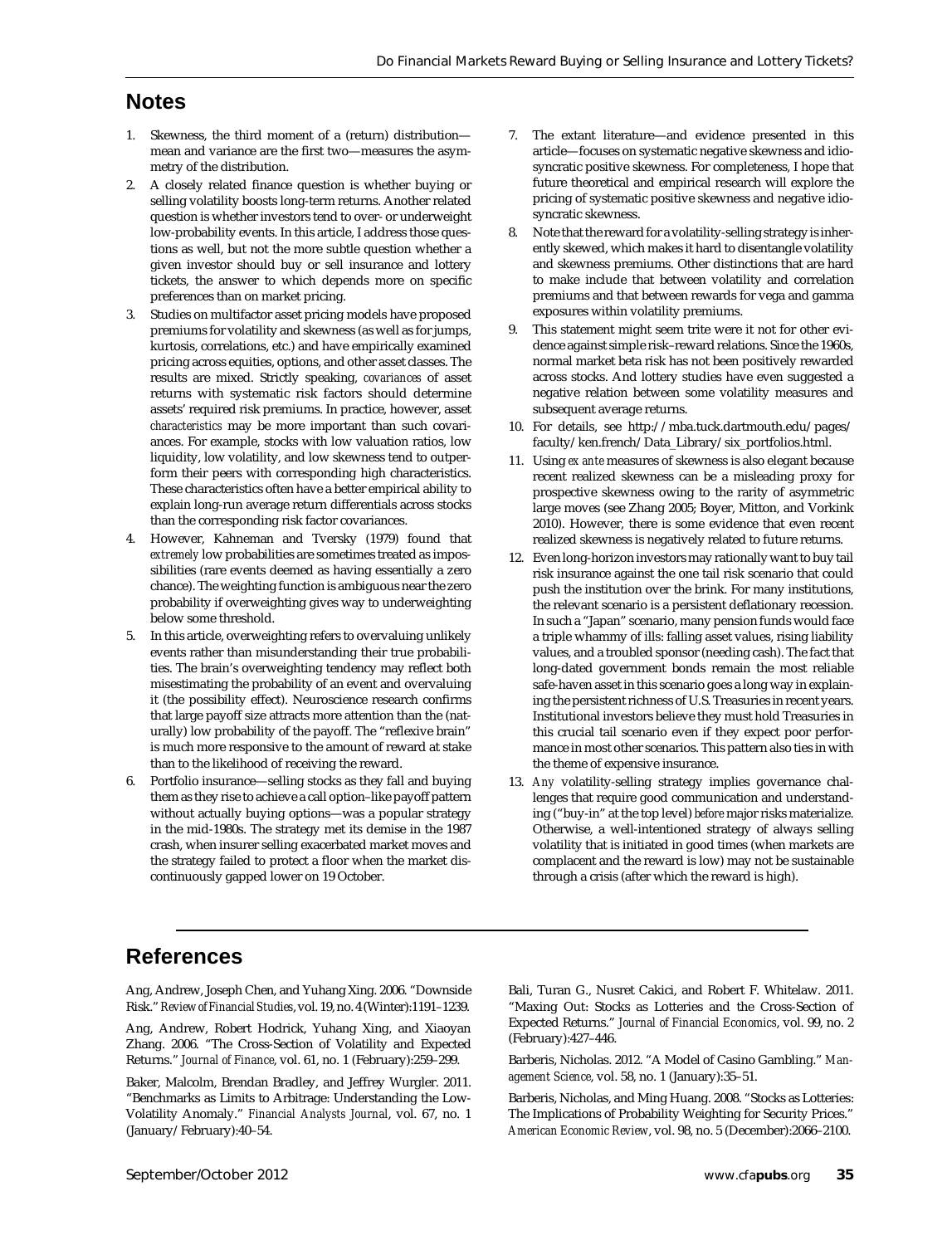## Notes

1. Skewness, the third moment of a (return) distribution—mean and variance are the first two—measures the asymmetry of the distribution.
2. A closely related finance question is whether buying or selling volatility boosts long-term returns. Another related question is whether investors tend to over- or underweight low-probability events. In this article, I address those questions as well, but not the more subtle question whether a given investor should buy or sell insurance and lottery tickets, the answer to which depends more on specific preferences than on market pricing.
3. Studies on multifactor asset pricing models have proposed premiums for volatility and skewness (as well as for jumps, kurtosis, correlations, etc.) and have empirically examined pricing across equities, options, and other asset classes. The results are mixed. Strictly speaking, *covariances* of asset returns with systematic risk factors should determine assets' required risk premiums. In practice, however, asset *characteristics* may be more important than such covariances. For example, stocks with low valuation ratios, low liquidity, low volatility, and low skewness tend to outperform their peers with corresponding high characteristics. These characteristics often have a better empirical ability to explain long-run average return differentials across stocks than the corresponding risk factor covariances.
4. However, Kahneman and Tversky (1979) found that *extremely* low probabilities are sometimes treated as impossibilities (rare events deemed as having essentially a zero chance). The weighting function is ambiguous near the zero probability if overweighting gives way to underweighting below some threshold.
5. In this article, overweighting refers to overvaluing unlikely events rather than misunderstanding their true probabilities. The brain's overweighting tendency may reflect both misestimating the probability of an event and overvaluing it (the possibility effect). Neuroscience research confirms that large payoff size attracts more attention than the (naturally) low probability of the payoff. The "reflexive brain" is much more responsive to the amount of reward at stake than to the likelihood of receiving the reward.
6. Portfolio insurance—selling stocks as they fall and buying them as they rise to achieve a call option–like payoff pattern without actually buying options—was a popular strategy in the mid-1980s. The strategy met its demise in the 1987 crash, when insurer selling exacerbated market moves and the strategy failed to protect a floor when the market discontinuously gapped lower on 19 October.
7. The extant literature—and evidence presented in this article—focuses on systematic negative skewness and idiosyncratic positive skewness. For completeness, I hope that future theoretical and empirical research will explore the pricing of systematic positive skewness and negative idiosyncratic skewness.
8. Note that the reward for a volatility-selling strategy is inherently skewed, which makes it hard to disentangle volatility and skewness premiums. Other distinctions that are hard to make include that between volatility and correlation premiums and that between rewards for vega and gamma exposures within volatility premiums.
9. This statement might seem trite were it not for other evidence against simple risk–reward relations. Since the 1960s, normal market beta risk has not been positively rewarded across stocks. And lottery studies have even suggested a negative relation between some volatility measures and subsequent average returns.
10. For details, see http://mba.tuck.dartmouth.edu/pages/faculty/ken.french/Data_Library/six_portfolios.html.
11. Using *ex ante* measures of skewness is also elegant because recent realized skewness can be a misleading proxy for prospective skewness owing to the rarity of asymmetric large moves (see Zhang 2005; Boyer, Mitton, and Vorkink 2010). However, there is some evidence that even recent realized skewness is negatively related to future returns.
12. Even long-horizon investors may rationally want to buy tail risk insurance against the one tail risk scenario that could push the institution over the brink. For many institutions, the relevant scenario is a persistent deflationary recession. In such a "Japan" scenario, many pension funds would face a triple whammy of ills: falling asset values, rising liability values, and a troubled sponsor (needing cash). The fact that long-dated government bonds remain the most reliable safe-haven asset in this scenario goes a long way in explaining the persistent richness of U.S. Treasuries in recent years. Institutional investors believe they must hold Treasuries in this crucial tail scenario even if they expect poor performance in most other scenarios. This pattern also ties in with the theme of expensive insurance.
13. *Any* volatility-selling strategy implies governance challenges that require good communication and understanding ("buy-in" at the top level) *before* major risks materialize. Otherwise, a well-intentioned strategy of always selling volatility that is initiated in good times (when markets are complacent and the reward is low) may not be sustainable through a crisis (after which the reward is high).

## References

Ang, Andrew, Joseph Chen, and Yuhang Xing. 2006. "Downside Risk." *Review of Financial Studies*, vol. 19, no. 4 (Winter):1191–1239.

Ang, Andrew, Robert Hodrick, Yuhang Xing, and Xiaoyan Zhang. 2006. "The Cross-Section of Volatility and Expected Returns." *Journal of Finance*, vol. 61, no. 1 (February):259–299.

Baker, Malcolm, Brendan Bradley, and Jeffrey Wurgler. 2011. "Benchmarks as Limits to Arbitrage: Understanding the Low-Volatility Anomaly." *Financial Analysts Journal*, vol. 67, no. 1 (January/February):40–54.

Bali, Turan G., Nusret Cakici, and Robert F. Whitelaw. 2011. "Maxing Out: Stocks as Lotteries and the Cross-Section of Expected Returns." *Journal of Financial Economics*, vol. 99, no. 2 (February):427–446.

Barberis, Nicholas. 2012. "A Model of Casino Gambling." *Management Science*, vol. 58, no. 1 (January):35–51.

Barberis, Nicholas, and Ming Huang. 2008. "Stocks as Lotteries: The Implications of Probability Weighting for Security Prices." *American Economic Review*, vol. 98, no. 5 (December):2066–2100.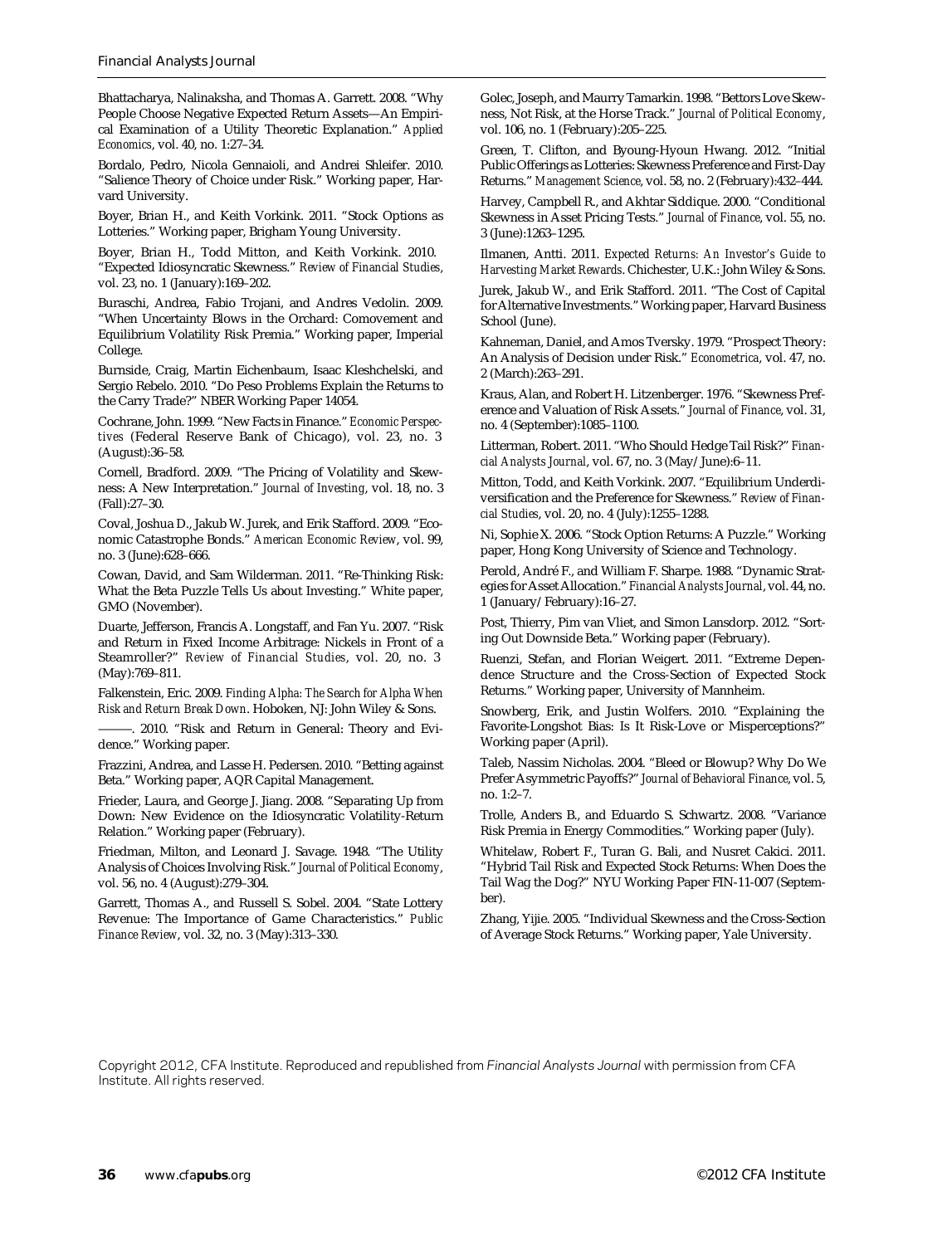Bhattacharya, Nalinaksha, and Thomas A. Garrett. 2008. "Why People Choose Negative Expected Return Assets—An Empirical Examination of a Utility Theoretic Explanation." *Applied Economics*, vol. 40, no. 1:27–34.

Bordalo, Pedro, Nicola Gennaioli, and Andrei Shleifer. 2010. "Salience Theory of Choice under Risk." Working paper, Harvard University.

Boyer, Brian H., and Keith Vorkink. 2011. "Stock Options as Lotteries." Working paper, Brigham Young University.

Boyer, Brian H., Todd Mitton, and Keith Vorkink. 2010. "Expected Idiosyncratic Skewness." *Review of Financial Studies*, vol. 23, no. 1 (January):169–202.

Buraschi, Andrea, Fabio Trojani, and Andres Vedolin. 2009. "When Uncertainty Blows in the Orchard: Comovement and Equilibrium Volatility Risk Premia." Working paper, Imperial College.

Burnside, Craig, Martin Eichenbaum, Isaac Kleshchelski, and Sergio Rebelo. 2010. "Do Peso Problems Explain the Returns to the Carry Trade?" NBER Working Paper 14054.

Cochrane, John. 1999. "New Facts in Finance." *Economic Perspectives* (Federal Reserve Bank of Chicago), vol. 23, no. 3 (August):36–58.

Cornell, Bradford. 2009. "The Pricing of Volatility and Skewness: A New Interpretation." *Journal of Investing*, vol. 18, no. 3 (Fall):27–30.

Coval, Joshua D., Jakub W. Jurek, and Erik Stafford. 2009. "Economic Catastrophe Bonds." *American Economic Review*, vol. 99, no. 3 (June):628–666.

Cowan, David, and Sam Wilderman. 2011. "Re-Thinking Risk: What the Beta Puzzle Tells Us about Investing." White paper, GMO (November).

Duarte, Jefferson, Francis A. Longstaff, and Fan Yu. 2007. "Risk and Return in Fixed Income Arbitrage: Nickels in Front of a Steamroller?" *Review of Financial Studies*, vol. 20, no. 3 (May):769–811.

Falkenstein, Eric. 2009. *Finding Alpha: The Search for Alpha When Risk and Return Break Down*. Hoboken, NJ: John Wiley & Sons.

———. 2010. "Risk and Return in General: Theory and Evidence." Working paper.

Frazzini, Andrea, and Lasse H. Pedersen. 2010. "Betting against Beta." Working paper, AQR Capital Management.

Frieder, Laura, and George J. Jiang. 2008. "Separating Up from Down: New Evidence on the Idiosyncratic Volatility-Return Relation." Working paper (February).

Friedman, Milton, and Leonard J. Savage. 1948. "The Utility Analysis of Choices Involving Risk." *Journal of Political Economy*, vol. 56, no. 4 (August):279–304.

Garrett, Thomas A., and Russell S. Sobel. 2004. "State Lottery Revenue: The Importance of Game Characteristics." *Public Finance Review*, vol. 32, no. 3 (May):313–330.

Golec, Joseph, and Maurry Tamarkin. 1998. "Bettors Love Skewness, Not Risk, at the Horse Track." *Journal of Political Economy*, vol. 106, no. 1 (February):205–225.

Green, T. Clifton, and Byoung-Hyoun Hwang. 2012. "Initial Public Offerings as Lotteries: Skewness Preference and First-Day Returns." *Management Science*, vol. 58, no. 2 (February):432–444.

Harvey, Campbell R., and Akhtar Siddique. 2000. "Conditional Skewness in Asset Pricing Tests." *Journal of Finance*, vol. 55, no. 3 (June):1263–1295.

Ilmanen, Antti. 2011. *Expected Returns: An Investor's Guide to Harvesting Market Rewards*. Chichester, U.K.: John Wiley & Sons.

Jurek, Jakub W., and Erik Stafford. 2011. "The Cost of Capital for Alternative Investments." Working paper, Harvard Business School (June).

Kahneman, Daniel, and Amos Tversky. 1979. "Prospect Theory: An Analysis of Decision under Risk." *Econometrica*, vol. 47, no. 2 (March):263–291.

Kraus, Alan, and Robert H. Litzenberger. 1976. "Skewness Preference and Valuation of Risk Assets." *Journal of Finance*, vol. 31, no. 4 (September):1085–1100.

Litterman, Robert. 2011. "Who Should Hedge Tail Risk?" *Financial Analysts Journal*, vol. 67, no. 3 (May/June):6–11.

Mitton, Todd, and Keith Vorkink. 2007. "Equilibrium Underdiversification and the Preference for Skewness." *Review of Financial Studies*, vol. 20, no. 4 (July):1255–1288.

Ni, Sophie X. 2006. "Stock Option Returns: A Puzzle." Working paper, Hong Kong University of Science and Technology.

Perold, André F., and William F. Sharpe. 1988. "Dynamic Strategies for Asset Allocation." *Financial Analysts Journal*, vol. 44, no. 1 (January/February):16–27.

Post, Thierry, Pim van Vliet, and Simon Lansdorp. 2012. "Sorting Out Downside Beta." Working paper (February).

Ruenzi, Stefan, and Florian Weigert. 2011. "Extreme Dependence Structure and the Cross-Section of Expected Stock Returns." Working paper, University of Mannheim.

Snowberg, Erik, and Justin Wolfers. 2010. "Explaining the Favorite-Longshot Bias: Is It Risk-Love or Misperceptions?" Working paper (April).

Taleb, Nassim Nicholas. 2004. "Bleed or Blowup? Why Do We Prefer Asymmetric Payoffs?" *Journal of Behavioral Finance*, vol. 5, no. 1:2–7.

Trolle, Anders B., and Eduardo S. Schwartz. 2008. "Variance Risk Premia in Energy Commodities." Working paper (July).

Whitelaw, Robert F., Turan G. Bali, and Nusret Cakici. 2011. "Hybrid Tail Risk and Expected Stock Returns: When Does the Tail Wag the Dog?" NYU Working Paper FIN-11-007 (September).

Zhang, Yijie. 2005. "Individual Skewness and the Cross-Section of Average Stock Returns." Working paper, Yale University.

Copyright 2012, CFA Institute. Reproduced and republished from *Financial Analysts Journal* with permission from CFA Institute. All rights reserved.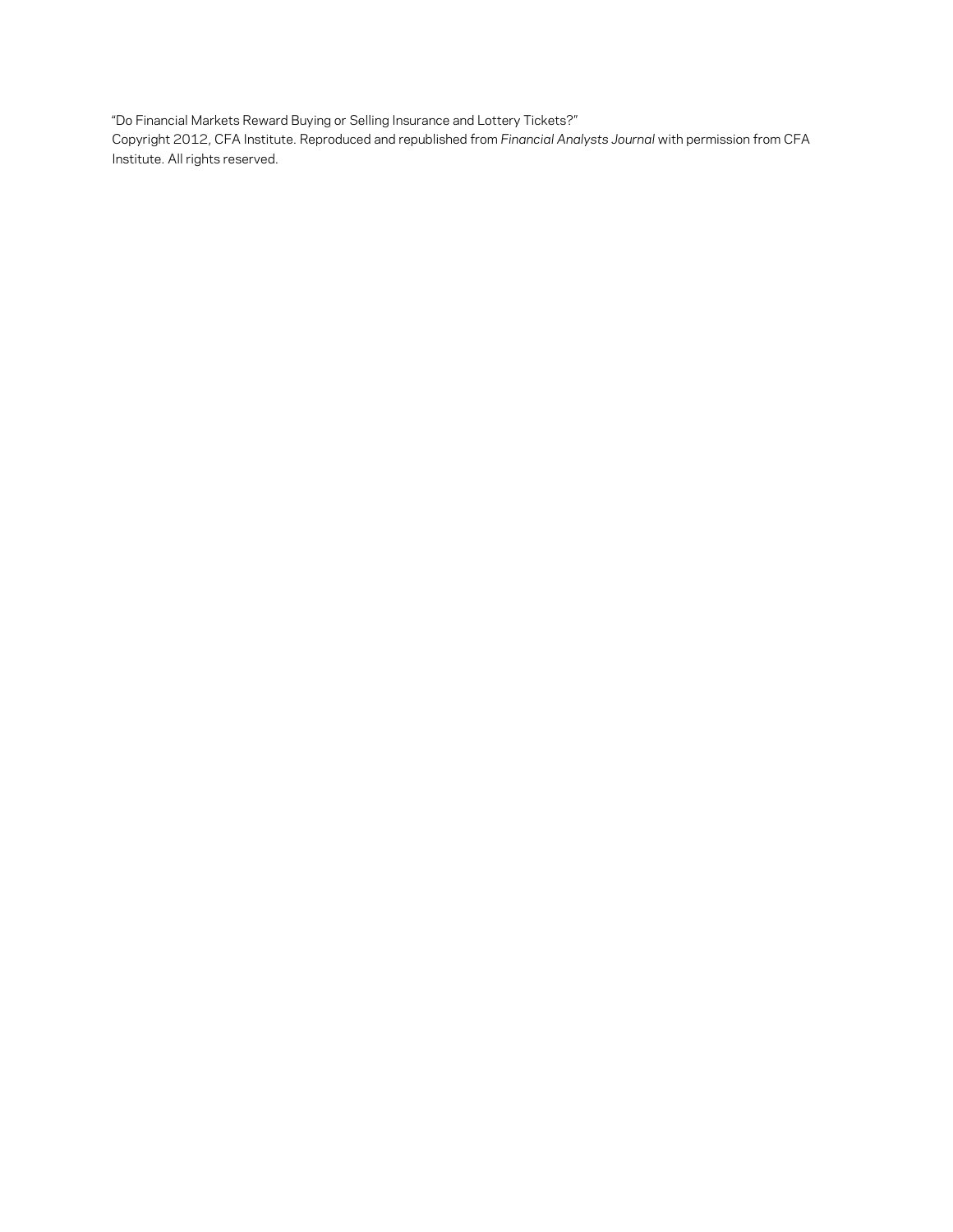"Do Financial Markets Reward Buying or Selling Insurance and Lottery Tickets?"

Copyright 2012, CFA Institute. Reproduced and republished from *Financial Analysts Journal* with permission from CFA Institute. All rights reserved.